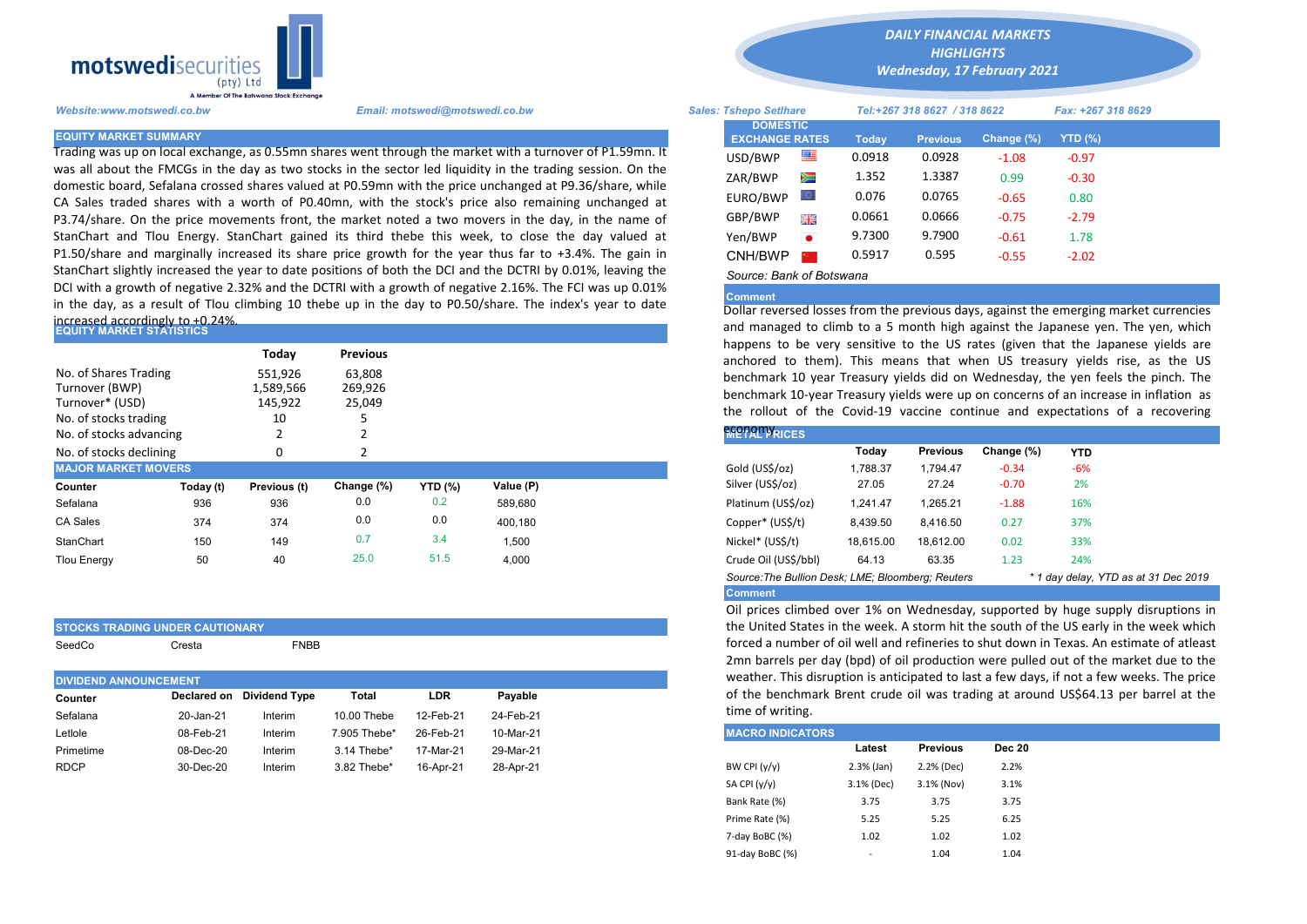motswedisecurities (pty) Ltd
A Member Of The Botswana Stock Exchange

*DAILY FINANCIAL MARKETS HIGHLIGHTS*
*Wednesday, 17 February 2021*

*Website:www.motswedi.co.bw* *Email: motswedi@motswedi.co.bw* *Sales: Tshepo Setlhare* *Tel:+267 318 8627 / 318 8622* *Fax: +267 318 8629*

## EQUITY MARKET SUMMARY

Trading was up on local exchange, as 0.55mn shares went through the market with a turnover of P1.59mn. It was all about the FMCGs in the day as two stocks in the sector led liquidity in the trading session. On the domestic board, Sefalana crossed shares valued at P0.59mn with the price unchanged at P9.36/share, while CA Sales traded shares with a worth of P0.40mn, with the stock's price also remaining unchanged at P3.74/share. On the price movements front, the market noted a two movers in the day, in the name of StanChart and Tlou Energy. StanChart gained its third thebe this week, to close the day valued at P1.50/share and marginally increased its share price growth for the year thus far to +3.4%. The gain in StanChart slightly increased the year to date positions of both the DCI and the DCTRI by 0.01%, leaving the DCI with a growth of negative 2.32% and the DCTRI with a growth of negative 2.16%. The FCI was up 0.01% in the day, as a result of Tlou climbing 10 thebe up in the day to P0.50/share. The index's year to date increased accordingly to +0.24%.

## EQUITY MARKET STATISTICS

| | Today | Previous |
|---|---|---|
| No. of Shares Trading | 551,926 | 63,808 |
| Turnover (BWP) | 1,589,566 | 269,926 |
| Turnover* (USD) | 145,922 | 25,049 |
| No. of stocks trading | 10 | 5 |
| No. of stocks advancing | 2 | 2 |
| No. of stocks declining | 0 | 2 |

## MAJOR MARKET MOVERS

| Counter | Today (t) | Previous (t) | Change (%) | YTD (%) | Value (P) |
|---|---|---|---|---|---|
| Sefalana | 936 | 936 | 0.0 | 0.2 | 589,680 |
| CA Sales | 374 | 374 | 0.0 | 0.0 | 400,180 |
| StanChart | 150 | 149 | 0.7 | 3.4 | 1,500 |
| Tlou Energy | 50 | 40 | 25.0 | 51.5 | 4,000 |

## STOCKS TRADING UNDER CAUTIONARY

SeedCo Cresta FNBB

## DIVIDEND ANNOUNCEMENT

| Counter | Declared on | Dividend Type | Total | LDR | Payable |
|---|---|---|---|---|---|
| Sefalana | 20-Jan-21 | Interim | 10.00 Thebe | 12-Feb-21 | 24-Feb-21 |
| Letlole | 08-Feb-21 | Interim | 7.905 Thebe* | 26-Feb-21 | 10-Mar-21 |
| Primetime | 08-Dec-20 | Interim | 3.14 Thebe* | 17-Mar-21 | 29-Mar-21 |
| RDCP | 30-Dec-20 | Interim | 3.82 Thebe* | 16-Apr-21 | 28-Apr-21 |

## DOMESTIC EXCHANGE RATES

| | Today | Previous | Change (%) | YTD (%) |
|---|---|---|---|---|
| USD/BWP | 0.0918 | 0.0928 | -1.08 | -0.97 |
| ZAR/BWP | 1.352 | 1.3387 | 0.99 | -0.30 |
| EURO/BWP | 0.076 | 0.0765 | -0.65 | 0.80 |
| GBP/BWP | 0.0661 | 0.0666 | -0.75 | -2.79 |
| Yen/BWP | 9.7300 | 9.7900 | -0.61 | 1.78 |
| CNH/BWP | 0.5917 | 0.595 | -0.55 | -2.02 |

*Source: Bank of Botswana*

### Comment

Dollar reversed losses from the previous days, against the emerging market currencies and managed to climb to a 5 month high against the Japanese yen. The yen, which happens to be very sensitive to the US rates (given that the Japanese yields are anchored to them). This means that when US treasury yields rise, as the US benchmark 10 year Treasury yields did on Wednesday, the yen feels the pinch. The benchmark 10-year Treasury yields were up on concerns of an increase in inflation as the rollout of the Covid-19 vaccine continue and expectations of a recovering economy.

## METAL PRICES

| | Today | Previous | Change (%) | YTD |
|---|---|---|---|---|
| Gold (US$/oz) | 1,788.37 | 1,794.47 | -0.34 | -6% |
| Silver (US$/oz) | 27.05 | 27.24 | -0.70 | 2% |
| Platinum (US$/oz) | 1,241.47 | 1,265.21 | -1.88 | 16% |
| Copper* (US$/t) | 8,439.50 | 8,416.50 | 0.27 | 37% |
| Nickel* (US$/t) | 18,615.00 | 18,612.00 | 0.02 | 33% |
| Crude Oil (US$/bbl) | 64.13 | 63.35 | 1.23 | 24% |

*Source:The Bullion Desk; LME; Bloomberg; Reuters* *\* 1 day delay, YTD as at 31 Dec 2019*

### Comment

Oil prices climbed over 1% on Wednesday, supported by huge supply disruptions in the United States in the week. A storm hit the south of the US early in the week which forced a number of oil well and refineries to shut down in Texas. An estimate of atleast 2mn barrels per day (bpd) of oil production were pulled out of the market due to the weather. This disruption is anticipated to last a few days, if not a few weeks. The price of the benchmark Brent crude oil was trading at around US$64.13 per barrel at the time of writing.

## MACRO INDICATORS

| | Latest | Previous | Dec 20 |
|---|---|---|---|
| BW CPI (y/y) | 2.3% (Jan) | 2.2% (Dec) | 2.2% |
| SA CPI (y/y) | 3.1% (Dec) | 3.1% (Nov) | 3.1% |
| Bank Rate (%) | 3.75 | 3.75 | 3.75 |
| Prime Rate (%) | 5.25 | 5.25 | 6.25 |
| 7-day BoBC (%) | 1.02 | 1.02 | 1.02 |
| 91-day BoBC (%) | - | 1.04 | 1.04 |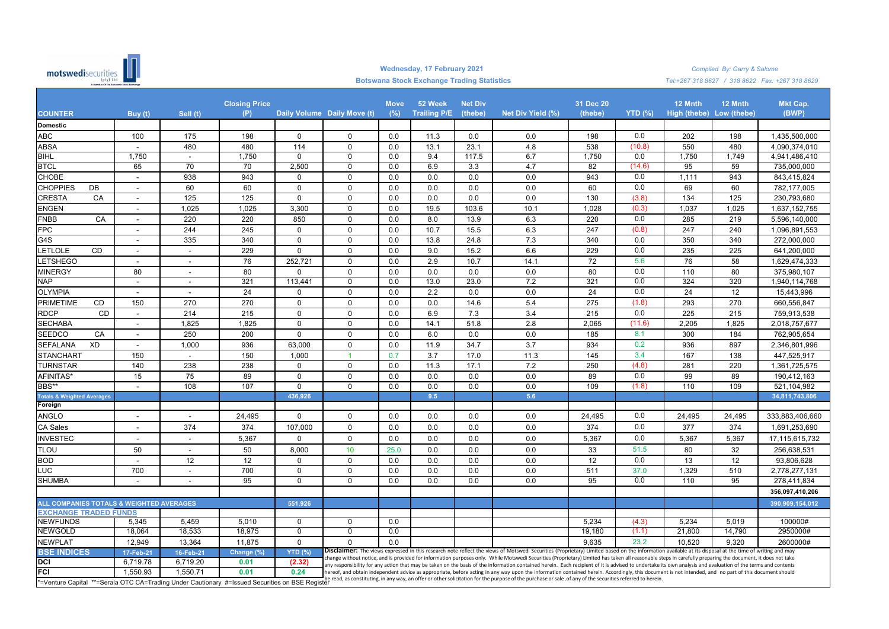**Wednesday, 17 February 2021**

**Botswana Stock Exchange Trading Statistics**

*Compiled By: Garry & Salome*

*Tel:+267 318 8627 / 318 8622 Fax: +267 318 8629*

| COUNTER | Buy (t) | Sell (t) | Closing Price (P) | Daily Volume | Daily Move (t) | Move (%) | 52 Week Trailing P/E | Net Div (thebe) | Net Div Yield (%) | 31 Dec 20 (thebe) | YTD (%) | 12 Mnth High (thebe) | 12 Mnth Low (thebe) | Mkt Cap. (BWP) |
|---|---|---|---|---|---|---|---|---|---|---|---|---|---|---|
| **Domestic** | | | | | | | | | | | | | | |
| ABC | 100 | 175 | 198 | 0 | 0 | 0.0 | 11.3 | 0.0 | 0.0 | 198 | 0.0 | 202 | 198 | 1,435,500,000 |
| ABSA | - | 480 | 480 | 114 | 0 | 0.0 | 13.1 | 23.1 | 4.8 | 538 | (10.8) | 550 | 480 | 4,090,374,010 |
| BIHL | 1,750 | - | 1,750 | 0 | 0 | 0.0 | 9.4 | 117.5 | 6.7 | 1,750 | 0.0 | 1,750 | 1,749 | 4,941,486,410 |
| BTCL | 65 | 70 | 70 | 2,500 | 0 | 0.0 | 6.9 | 3.3 | 4.7 | 82 | (14.6) | 95 | 59 | 735,000,000 |
| CHOBE | - | 938 | 943 | 0 | 0 | 0.0 | 0.0 | 0.0 | 0.0 | 943 | 0.0 | 1,111 | 943 | 843,415,824 |
| CHOPPIES DB | - | 60 | 60 | 0 | 0 | 0.0 | 0.0 | 0.0 | 0.0 | 60 | 0.0 | 69 | 60 | 782,177,005 |
| CRESTA CA | - | 125 | 125 | 0 | 0 | 0.0 | 0.0 | 0.0 | 0.0 | 130 | (3.8) | 134 | 125 | 230,793,680 |
| ENGEN | - | 1,025 | 1,025 | 3,300 | 0 | 0.0 | 19.5 | 103.6 | 10.1 | 1,028 | (0.3) | 1,037 | 1,025 | 1,637,152,755 |
| FNBB CA | - | 220 | 220 | 850 | 0 | 0.0 | 8.0 | 13.9 | 6.3 | 220 | 0.0 | 285 | 219 | 5,596,140,000 |
| FPC | - | 244 | 245 | 0 | 0 | 0.0 | 10.7 | 15.5 | 6.3 | 247 | (0.8) | 247 | 240 | 1,096,891,553 |
| G4S | - | 335 | 340 | 0 | 0 | 0.0 | 13.8 | 24.8 | 7.3 | 340 | 0.0 | 350 | 340 | 272,000,000 |
| LETLOLE CD | - | - | 229 | 0 | 0 | 0.0 | 9.0 | 15.2 | 6.6 | 229 | 0.0 | 235 | 225 | 641,200,000 |
| LETSHEGO | - | - | 76 | 252,721 | 0 | 0.0 | 2.9 | 10.7 | 14.1 | 72 | 5.6 | 76 | 58 | 1,629,474,333 |
| MINERGY | 80 | - | 80 | 0 | 0 | 0.0 | 0.0 | 0.0 | 0.0 | 80 | 0.0 | 110 | 80 | 375,980,107 |
| NAP | - | - | 321 | 113,441 | 0 | 0.0 | 13.0 | 23.0 | 7.2 | 321 | 0.0 | 324 | 320 | 1,940,114,768 |
| OLYMPIA | - | - | 24 | 0 | 0 | 0.0 | 2.2 | 0.0 | 0.0 | 24 | 0.0 | 24 | 12 | 15,443,996 |
| PRIMETIME CD | 150 | 270 | 270 | 0 | 0 | 0.0 | 0.0 | 14.6 | 5.4 | 275 | (1.8) | 293 | 270 | 660,556,847 |
| RDCP CD | - | 214 | 215 | 0 | 0 | 0.0 | 6.9 | 7.3 | 3.4 | 215 | 0.0 | 225 | 215 | 759,913,538 |
| SECHABA | - | 1,825 | 1,825 | 0 | 0 | 0.0 | 14.1 | 51.8 | 2.8 | 2,065 | (11.6) | 2,205 | 1,825 | 2,018,757,677 |
| SEEDCO CA | - | 250 | 200 | 0 | 0 | 0.0 | 6.0 | 0.0 | 0.0 | 185 | 8.1 | 300 | 184 | 762,905,654 |
| SEFALANA XD | - | 1,000 | 936 | 63,000 | 0 | 0.0 | 11.9 | 34.7 | 3.7 | 934 | 0.2 | 936 | 897 | 2,346,801,996 |
| STANCHART | 150 | - | 150 | 1,000 | 1 | 0.7 | 3.7 | 17.0 | 11.3 | 145 | 3.4 | 167 | 138 | 447,525,917 |
| TURNSTAR | 140 | 238 | 238 | 0 | 0 | 0.0 | 11.3 | 17.1 | 7.2 | 250 | (4.8) | 281 | 220 | 1,361,725,575 |
| AFINITAS* | 15 | 75 | 89 | 0 | 0 | 0.0 | 0.0 | 0.0 | 0.0 | 89 | 0.0 | 99 | 89 | 190,412,163 |
| BBS** | - | 108 | 107 | 0 | 0 | 0.0 | 0.0 | 0.0 | 0.0 | 109 | (1.8) | 110 | 109 | 521,104,982 |
| **Totals & Weighted Averages** | | | | 436,926 | | | 9.5 | | 5.6 | | | | | 34,811,743,806 |
| **Foreign** | | | | | | | | | | | | | | |
| ANGLO | - | - | 24,495 | 0 | 0 | 0.0 | 0.0 | 0.0 | 0.0 | 24,495 | 0.0 | 24,495 | 24,495 | 333,883,406,660 |
| CA Sales | - | 374 | 374 | 107,000 | 0 | 0.0 | 0.0 | 0.0 | 0.0 | 374 | 0.0 | 377 | 374 | 1,691,253,690 |
| INVESTEC | - | - | 5,367 | 0 | 0 | 0.0 | 0.0 | 0.0 | 0.0 | 5,367 | 0.0 | 5,367 | 5,367 | 17,115,615,732 |
| TLOU | 50 | - | 50 | 8,000 | 10 | 25.0 | 0.0 | 0.0 | 0.0 | 33 | 51.5 | 80 | 32 | 256,638,531 |
| BOD | - | 12 | 12 | 0 | 0 | 0.0 | 0.0 | 0.0 | 0.0 | 12 | 0.0 | 13 | 12 | 93,806,628 |
| LUC | 700 | - | 700 | 0 | 0 | 0.0 | 0.0 | 0.0 | 0.0 | 511 | 37.0 | 1,329 | 510 | 2,778,277,131 |
| SHUMBA | - | - | 95 | 0 | 0 | 0.0 | 0.0 | 0.0 | 0.0 | 95 | 0.0 | 110 | 95 | 278,411,834 |
| | | | | | | | | | | | | | | 356,097,410,206 |
| **ALL COMPANIES TOTALS & WEIGHTED AVERAGES** | | | | 551,926 | | | | | | | | | | 390,909,154,012 |
| **EXCHANGE TRADED FUNDS** | | | | | | | | | | | | | | |
| NEWFUNDS | 5,345 | 5,459 | 5,010 | 0 | 0 | 0.0 | | | | 5,234 | (4.3) | 5,234 | 5,019 | 100000# |
| NEWGOLD | 18,064 | 18,533 | 18,975 | 0 | 0 | 0.0 | | | | 19,180 | (1.1) | 21,800 | 14,790 | 2950000# |
| NEWPLAT | 12,949 | 13,364 | 11,875 | 0 | 0 | 0.0 | | | | 9,635 | 23.2 | 10,520 | 9,320 | 2600000# |

| BSE INDICES | 17-Feb-21 | 16-Feb-21 | Change (%) | YTD (%) |
|---|---|---|---|---|
| DCI | 6,719.78 | 6,719.20 | 0.01 | (2.32) |
| FCI | 1,550.93 | 1,550.71 | 0.01 | 0.24 |

*=Venture Capital **=Serala OTC CA=Trading Under Cautionary #=Issued Securities on BSE Register

**Disclaimer:** The views expressed in this research note reflect the views of Motswedi Securities (Proprietary) Limited based on the information available at its disposal at the time of writing and may change without notice, and is provided for information purposes only. While Motswedi Securities (Proprietary) Limited has taken all reasonable steps in carefully preparing the document, it does not take any responsibility for any action that may be taken on the basis of the information contained herein. Each recipient of it is advised to undertake its own analysis and evaluation of the terms and contents hereof, and obtain independent advice as appropriate, before acting in any way upon the information contained herein. Accordingly, this document is not intended, and no part of this document should be read, as constituting, in any way, an offer or other solicitation for the purpose of the purchase or sale .of any of the securities referred to herein.